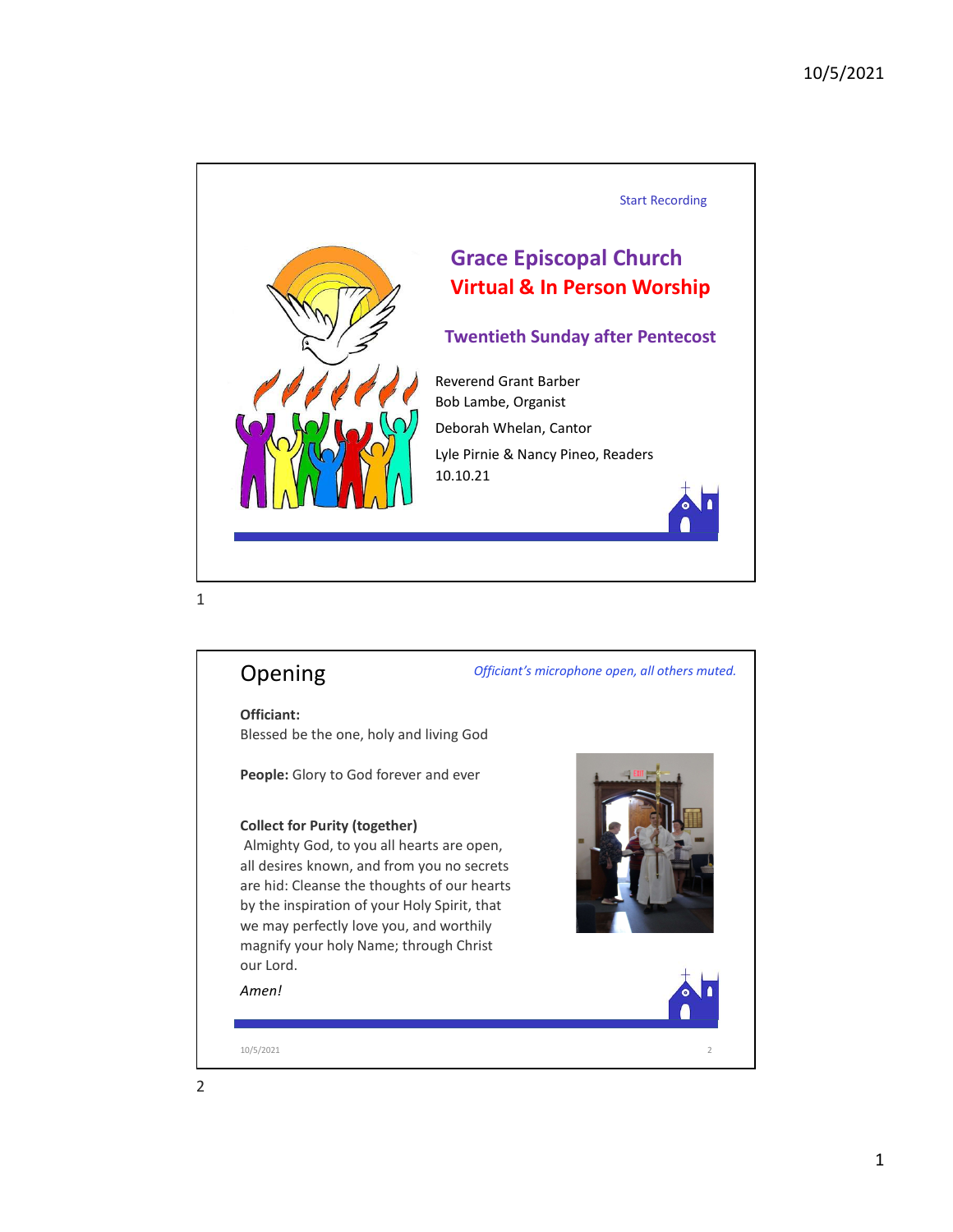Start Recording

# Grace Episcopal Church
## Virtual & In Person Worship

### Twentieth Sunday after Pentecost

Reverend Grant Barber
Bob Lambe, Organist
Deborah Whelan, Cantor
Lyle Pirnie & Nancy Pineo, Readers
10.10.21

## Opening

*Officiant's microphone open, all others muted.*

**Officiant:**
Blessed be the one, holy and living God

**People:** Glory to God forever and ever

**Collect for Purity (together)**
Almighty God, to you all hearts are open, all desires known, and from you no secrets are hid: Cleanse the thoughts of our hearts by the inspiration of your Holy Spirit, that we may perfectly love you, and worthily magnify your holy Name; through Christ our Lord.

*Amen!*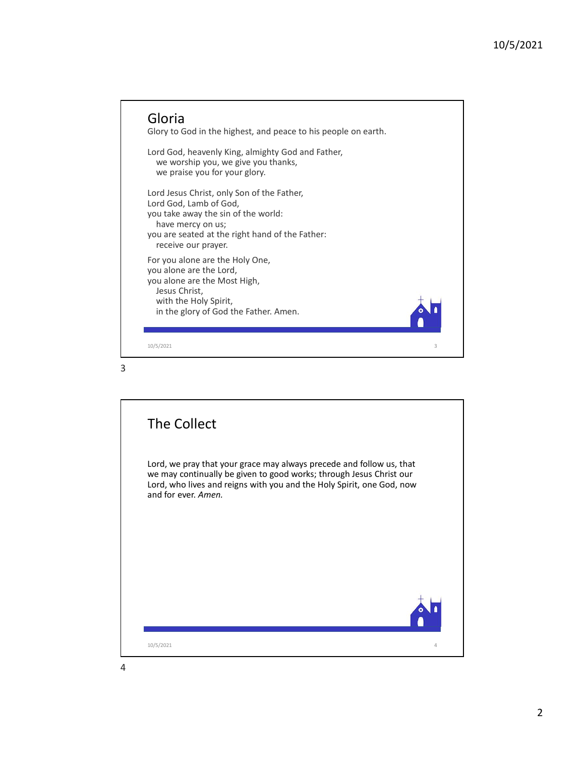## Gloria

Glory to God in the highest, and peace to his people on earth.

Lord God, heavenly King, almighty God and Father,
  we worship you, we give you thanks,
  we praise you for your glory.

Lord Jesus Christ, only Son of the Father,
Lord God, Lamb of God,
you take away the sin of the world:
  have mercy on us;
you are seated at the right hand of the Father:
  receive our prayer.

For you alone are the Holy One,
you alone are the Lord,
you alone are the Most High,
  Jesus Christ,
  with the Holy Spirit,
  in the glory of God the Father. Amen.

## The Collect

Lord, we pray that your grace may always precede and follow us, that we may continually be given to good works; through Jesus Christ our Lord, who lives and reigns with you and the Holy Spirit, one God, now and for ever. *Amen.*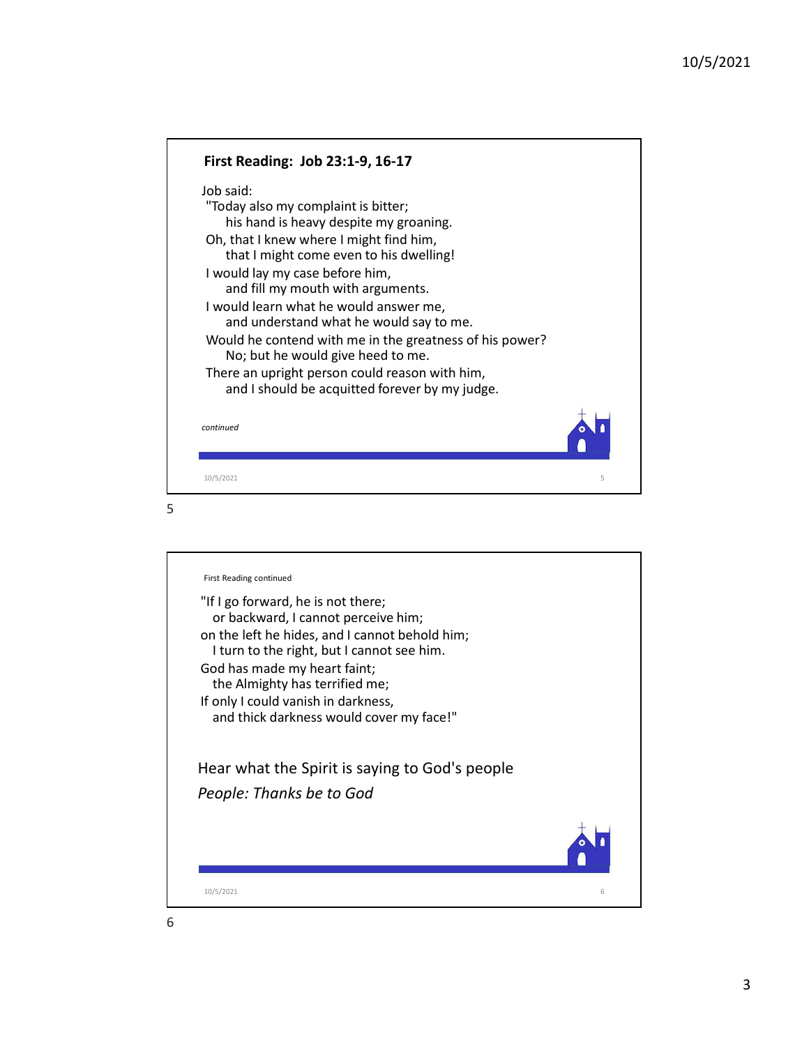## First Reading: Job 23:1-9, 16-17

Job said:
"Today also my complaint is bitter;
his hand is heavy despite my groaning.
Oh, that I knew where I might find him,
that I might come even to his dwelling!
I would lay my case before him,
and fill my mouth with arguments.
I would learn what he would answer me,
and understand what he would say to me.
Would he contend with me in the greatness of his power?
No; but he would give heed to me.
There an upright person could reason with him,
and I should be acquitted forever by my judge.

*continued*

First Reading continued

"If I go forward, he is not there;
or backward, I cannot perceive him;
on the left he hides, and I cannot behold him;
I turn to the right, but I cannot see him.
God has made my heart faint;
the Almighty has terrified me;
If only I could vanish in darkness,
and thick darkness would cover my face!"

Hear what the Spirit is saying to God's people

*People: Thanks be to God*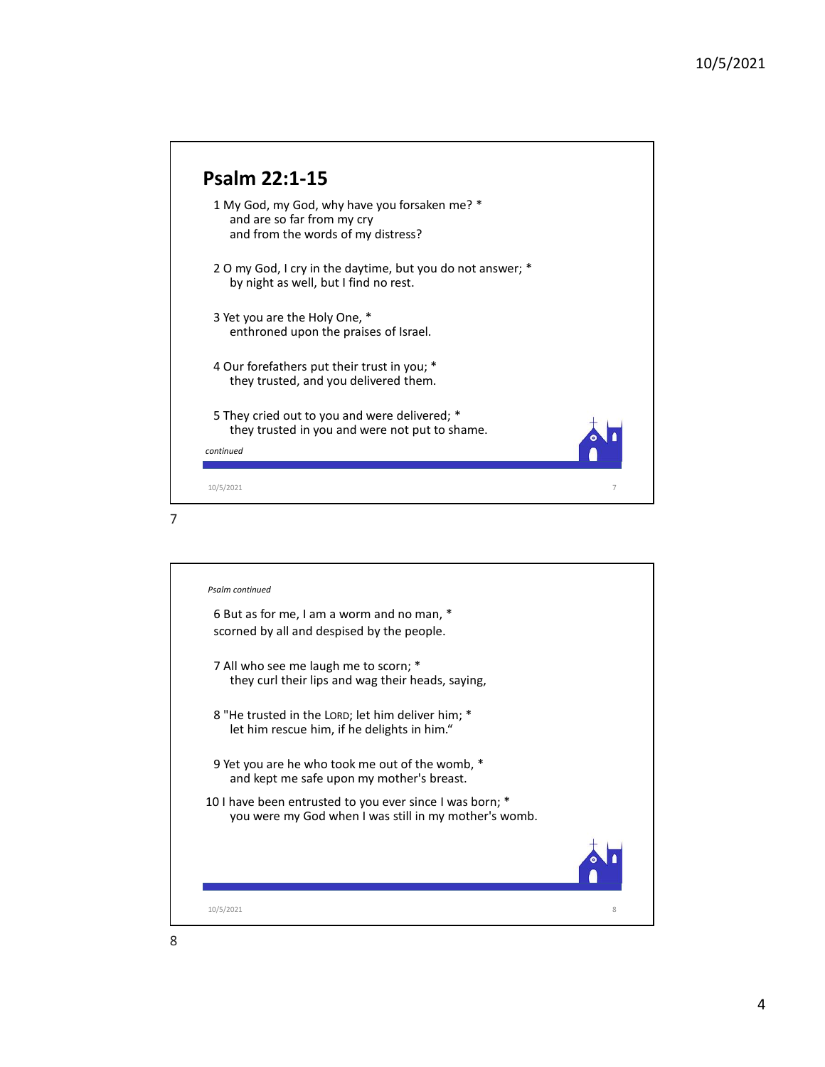## Psalm 22:1-15

1 My God, my God, why have you forsaken me? *
  and are so far from my cry
  and from the words of my distress?

2 O my God, I cry in the daytime, but you do not answer; *
  by night as well, but I find no rest.

3 Yet you are the Holy One, *
  enthroned upon the praises of Israel.

4 Our forefathers put their trust in you; *
  they trusted, and you delivered them.

5 They cried out to you and were delivered; *
  they trusted in you and were not put to shame.

*continued*

---

*Psalm continued*

6 But as for me, I am a worm and no man, *
scorned by all and despised by the people.

7 All who see me laugh me to scorn; *
  they curl their lips and wag their heads, saying,

8 "He trusted in the LORD; let him deliver him; *
  let him rescue him, if he delights in him."

9 Yet you are he who took me out of the womb, *
  and kept me safe upon my mother's breast.

10 I have been entrusted to you ever since I was born; *
  you were my God when I was still in my mother's womb.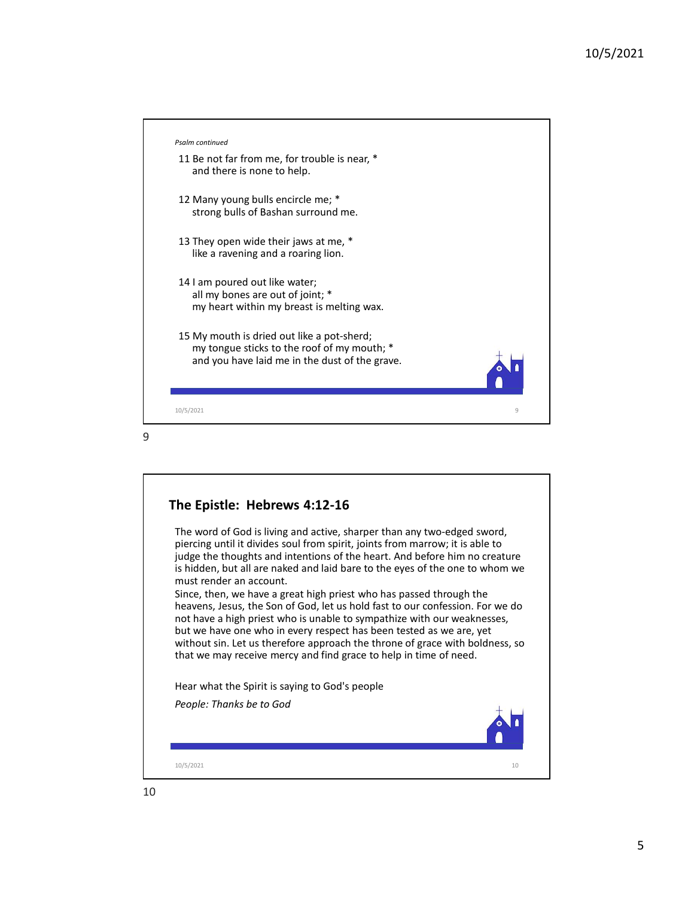*Psalm continued*

11 Be not far from me, for trouble is near, *
  and there is none to help.

12 Many young bulls encircle me; *
  strong bulls of Bashan surround me.

13 They open wide their jaws at me, *
  like a ravening and a roaring lion.

14 I am poured out like water;
  all my bones are out of joint; *
  my heart within my breast is melting wax.

15 My mouth is dried out like a pot-sherd;
  my tongue sticks to the roof of my mouth; *
  and you have laid me in the dust of the grave.

## The Epistle: Hebrews 4:12-16

The word of God is living and active, sharper than any two-edged sword, piercing until it divides soul from spirit, joints from marrow; it is able to judge the thoughts and intentions of the heart. And before him no creature is hidden, but all are naked and laid bare to the eyes of the one to whom we must render an account.

Since, then, we have a great high priest who has passed through the heavens, Jesus, the Son of God, let us hold fast to our confession. For we do not have a high priest who is unable to sympathize with our weaknesses, but we have one who in every respect has been tested as we are, yet without sin. Let us therefore approach the throne of grace with boldness, so that we may receive mercy and find grace to help in time of need.

Hear what the Spirit is saying to God's people

*People: Thanks be to God*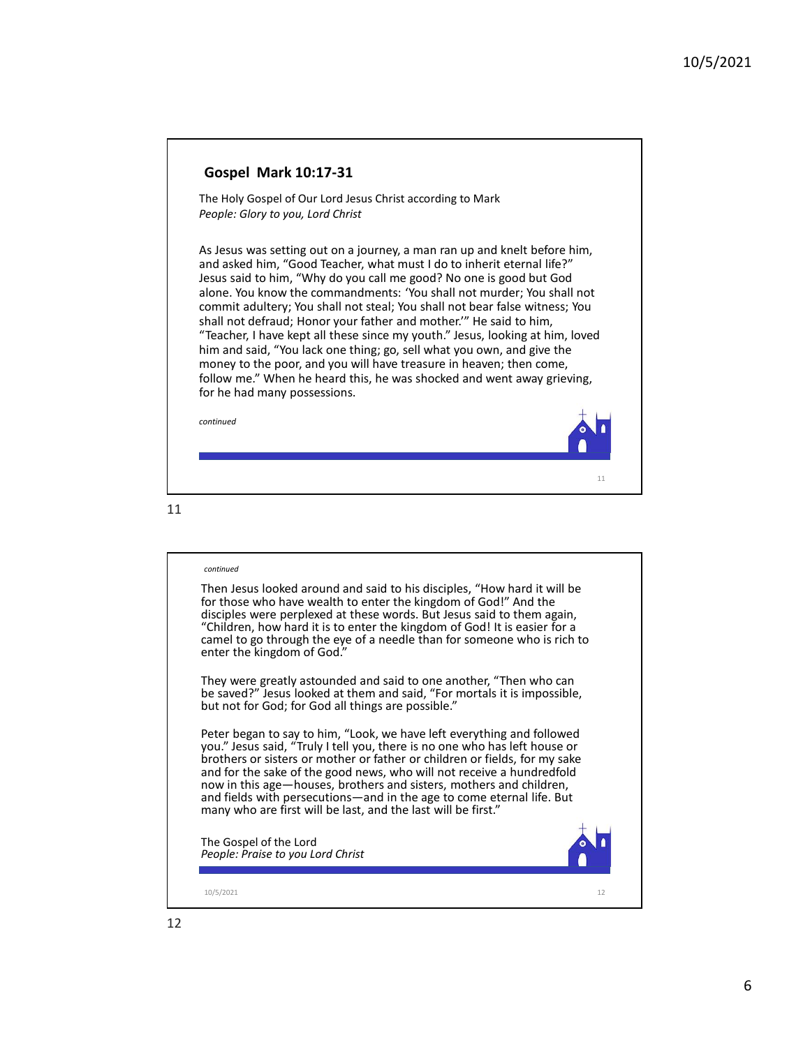## Gospel Mark 10:17-31

The Holy Gospel of Our Lord Jesus Christ according to Mark
*People: Glory to you, Lord Christ*

As Jesus was setting out on a journey, a man ran up and knelt before him, and asked him, "Good Teacher, what must I do to inherit eternal life?" Jesus said to him, "Why do you call me good? No one is good but God alone. You know the commandments: 'You shall not murder; You shall not commit adultery; You shall not steal; You shall not bear false witness; You shall not defraud; Honor your father and mother.'" He said to him, "Teacher, I have kept all these since my youth." Jesus, looking at him, loved him and said, "You lack one thing; go, sell what you own, and give the money to the poor, and you will have treasure in heaven; then come, follow me." When he heard this, he was shocked and went away grieving, for he had many possessions.

*continued*

*continued*

Then Jesus looked around and said to his disciples, "How hard it will be for those who have wealth to enter the kingdom of God!" And the disciples were perplexed at these words. But Jesus said to them again, "Children, how hard it is to enter the kingdom of God! It is easier for a camel to go through the eye of a needle than for someone who is rich to enter the kingdom of God."

They were greatly astounded and said to one another, "Then who can be saved?" Jesus looked at them and said, "For mortals it is impossible, but not for God; for God all things are possible."

Peter began to say to him, "Look, we have left everything and followed you." Jesus said, "Truly I tell you, there is no one who has left house or brothers or sisters or mother or father or children or fields, for my sake and for the sake of the good news, who will not receive a hundredfold now in this age—houses, brothers and sisters, mothers and children, and fields with persecutions—and in the age to come eternal life. But many who are first will be last, and the last will be first."

The Gospel of the Lord
*People: Praise to you Lord Christ*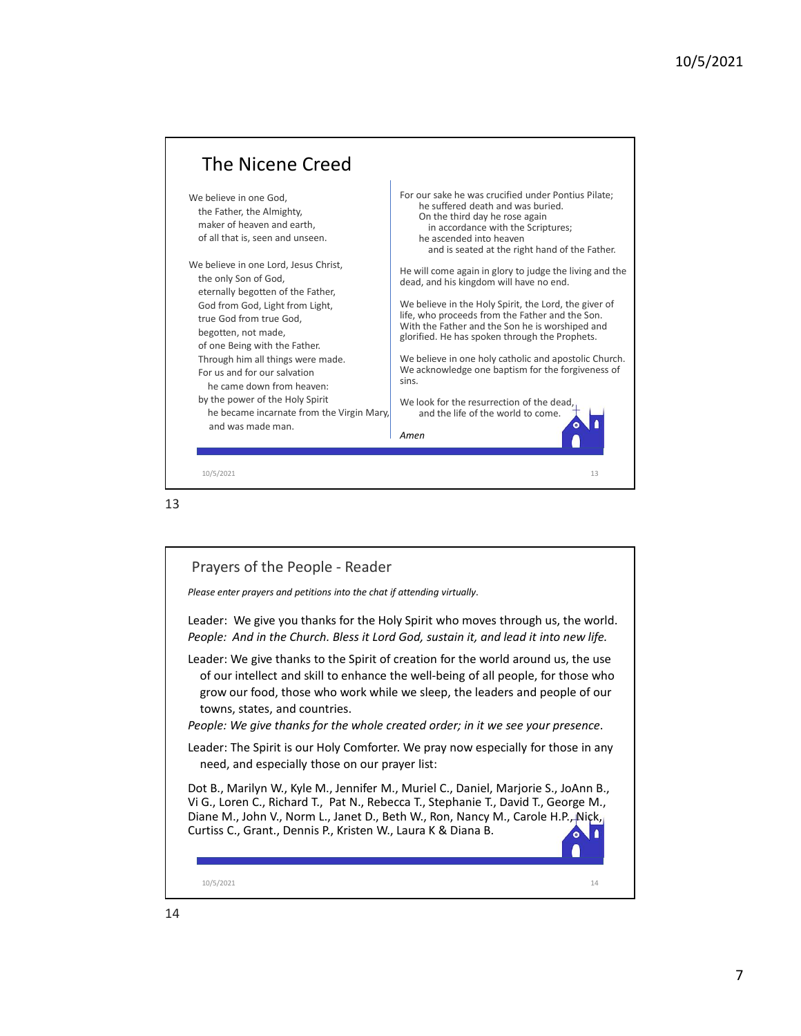## The Nicene Creed

We believe in one God,
the Father, the Almighty,
maker of heaven and earth,
of all that is, seen and unseen.

We believe in one Lord, Jesus Christ,
the only Son of God,
eternally begotten of the Father,
God from God, Light from Light,
true God from true God,
begotten, not made,
of one Being with the Father.
Through him all things were made.
For us and for our salvation
he came down from heaven:
by the power of the Holy Spirit
he became incarnate from the Virgin Mary,
and was made man.

For our sake he was crucified under Pontius Pilate;
he suffered death and was buried.
On the third day he rose again
in accordance with the Scriptures;
he ascended into heaven
and is seated at the right hand of the Father.

He will come again in glory to judge the living and the dead, and his kingdom will have no end.

We believe in the Holy Spirit, the Lord, the giver of life, who proceeds from the Father and the Son.
With the Father and the Son he is worshiped and glorified. He has spoken through the Prophets.

We believe in one holy catholic and apostolic Church.
We acknowledge one baptism for the forgiveness of sins.

We look for the resurrection of the dead,
and the life of the world to come.

*Amen*

## Prayers of the People - Reader

*Please enter prayers and petitions into the chat if attending virtually.*

Leader: We give you thanks for the Holy Spirit who moves through us, the world.
*People: And in the Church. Bless it Lord God, sustain it, and lead it into new life.*

Leader: We give thanks to the Spirit of creation for the world around us, the use of our intellect and skill to enhance the well-being of all people, for those who grow our food, those who work while we sleep, the leaders and people of our towns, states, and countries.
*People: We give thanks for the whole created order; in it we see your presence.*

Leader: The Spirit is our Holy Comforter. We pray now especially for those in any need, and especially those on our prayer list:

Dot B., Marilyn W., Kyle M., Jennifer M., Muriel C., Daniel, Marjorie S., JoAnn B., Vi G., Loren C., Richard T., Pat N., Rebecca T., Stephanie T., David T., George M., Diane M., John V., Norm L., Janet D., Beth W., Ron, Nancy M., Carole H.P., Nick, Curtiss C., Grant., Dennis P., Kristen W., Laura K & Diana B.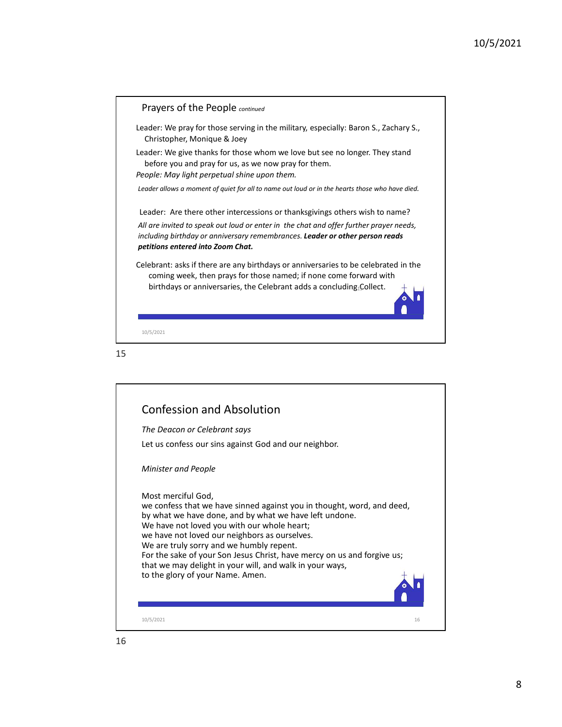## Prayers of the People *continued*

Leader: We pray for those serving in the military, especially: Baron S., Zachary S., Christopher, Monique & Joey

Leader: We give thanks for those whom we love but see no longer. They stand before you and pray for us, as we now pray for them.

*People: May light perpetual shine upon them.*

*Leader allows a moment of quiet for all to name out loud or in the hearts those who have died.*

Leader: Are there other intercessions or thanksgivings others wish to name?

*All are invited to speak out loud or enter in the chat and offer further prayer needs, including birthday or anniversary remembrances.* ***Leader or other person reads petitions entered into Zoom Chat.***

Celebrant: asks if there are any birthdays or anniversaries to be celebrated in the coming week, then prays for those named; if none come forward with birthdays or anniversaries, the Celebrant adds a concluding Collect.

## Confession and Absolution

*The Deacon or Celebrant says*

Let us confess our sins against God and our neighbor.

*Minister and People*

Most merciful God,
we confess that we have sinned against you in thought, word, and deed,
by what we have done, and by what we have left undone.
We have not loved you with our whole heart;
we have not loved our neighbors as ourselves.
We are truly sorry and we humbly repent.
For the sake of your Son Jesus Christ, have mercy on us and forgive us;
that we may delight in your will, and walk in your ways,
to the glory of your Name. Amen.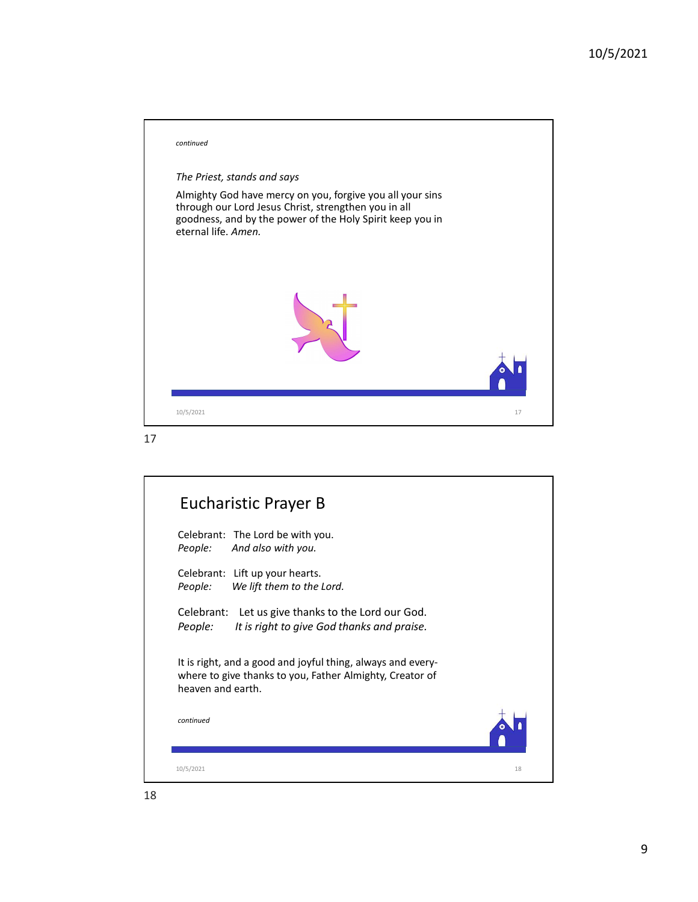*continued*

*The Priest, stands and says*

Almighty God have mercy on you, forgive you all your sins through our Lord Jesus Christ, strengthen you in all goodness, and by the power of the Holy Spirit keep you in eternal life. *Amen.*

## Eucharistic Prayer B

Celebrant: The Lord be with you.
*People: And also with you.*

Celebrant: Lift up your hearts.
*People: We lift them to the Lord.*

Celebrant: Let us give thanks to the Lord our God.
*People: It is right to give God thanks and praise.*

It is right, and a good and joyful thing, always and every-where to give thanks to you, Father Almighty, Creator of heaven and earth.

*continued*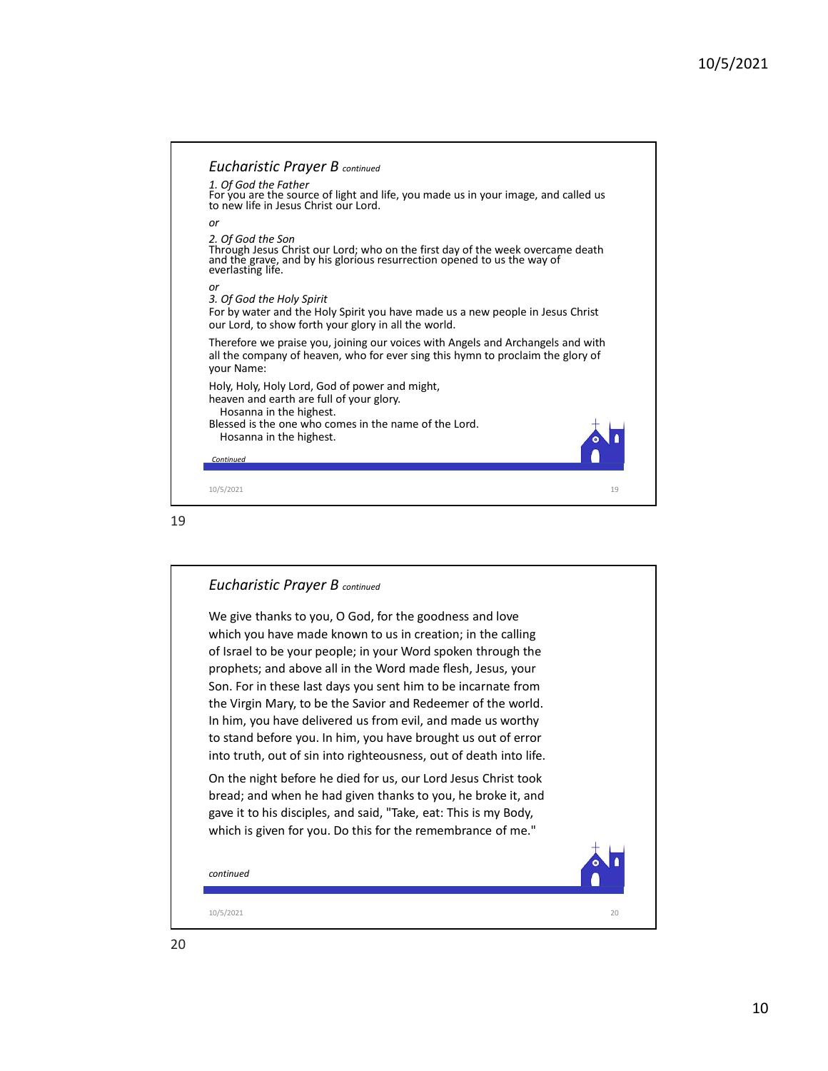## *Eucharistic Prayer B continued*

*1. Of God the Father*
For you are the source of light and life, you made us in your image, and called us to new life in Jesus Christ our Lord.

*or*

*2. Of God the Son*
Through Jesus Christ our Lord; who on the first day of the week overcame death and the grave, and by his glorious resurrection opened to us the way of everlasting life.

*or*

*3. Of God the Holy Spirit*
For by water and the Holy Spirit you have made us a new people in Jesus Christ our Lord, to show forth your glory in all the world.

Therefore we praise you, joining our voices with Angels and Archangels and with all the company of heaven, who for ever sing this hymn to proclaim the glory of your Name:

Holy, Holy, Holy Lord, God of power and might,
heaven and earth are full of your glory.
  Hosanna in the highest.
Blessed is the one who comes in the name of the Lord.
  Hosanna in the highest.

*Continued*

## *Eucharistic Prayer B continued*

We give thanks to you, O God, for the goodness and love which you have made known to us in creation; in the calling of Israel to be your people; in your Word spoken through the prophets; and above all in the Word made flesh, Jesus, your Son. For in these last days you sent him to be incarnate from the Virgin Mary, to be the Savior and Redeemer of the world. In him, you have delivered us from evil, and made us worthy to stand before you. In him, you have brought us out of error into truth, out of sin into righteousness, out of death into life.

On the night before he died for us, our Lord Jesus Christ took bread; and when he had given thanks to you, he broke it, and gave it to his disciples, and said, "Take, eat: This is my Body, which is given for you. Do this for the remembrance of me."

*continued*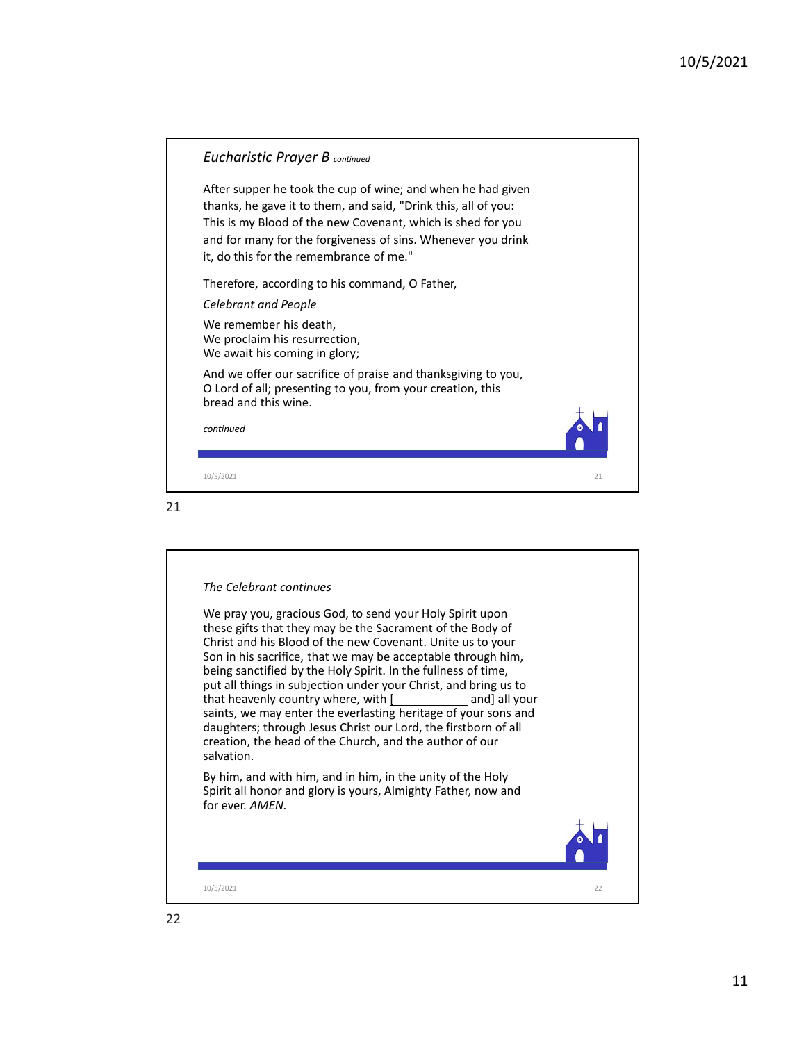## *Eucharistic Prayer B* *continued*

After supper he took the cup of wine; and when he had given thanks, he gave it to them, and said, "Drink this, all of you: This is my Blood of the new Covenant, which is shed for you and for many for the forgiveness of sins. Whenever you drink it, do this for the remembrance of me."

Therefore, according to his command, O Father,

*Celebrant and People*

We remember his death,
We proclaim his resurrection,
We await his coming in glory;

And we offer our sacrifice of praise and thanksgiving to you, O Lord of all; presenting to you, from your creation, this bread and this wine.

*continued*

---

*The Celebrant continues*

We pray you, gracious God, to send your Holy Spirit upon these gifts that they may be the Sacrament of the Body of Christ and his Blood of the new Covenant. Unite us to your Son in his sacrifice, that we may be acceptable through him, being sanctified by the Holy Spirit. In the fullness of time, put all things in subjection under your Christ, and bring us to that heavenly country where, with [___________ and] all your saints, we may enter the everlasting heritage of your sons and daughters; through Jesus Christ our Lord, the firstborn of all creation, the head of the Church, and the author of our salvation.

By him, and with him, and in him, in the unity of the Holy Spirit all honor and glory is yours, Almighty Father, now and for ever. *AMEN.*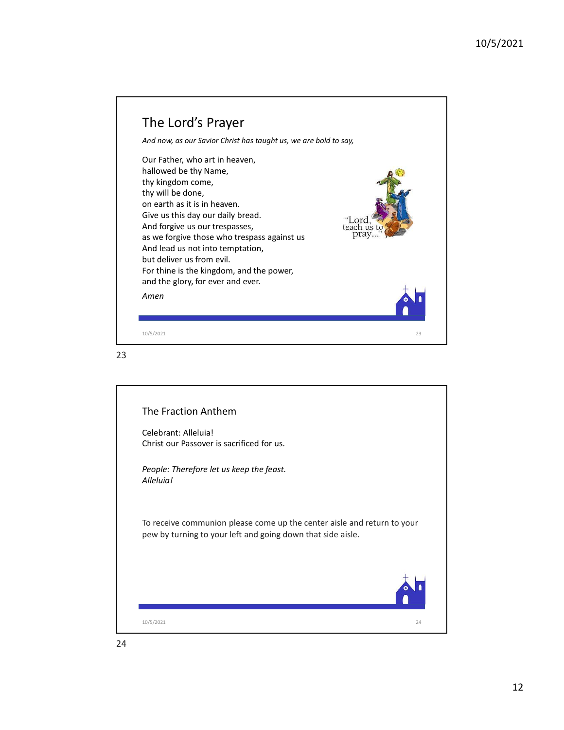## The Lord's Prayer

*And now, as our Savior Christ has taught us, we are bold to say,*

Our Father, who art in heaven,
hallowed be thy Name,
thy kingdom come,
thy will be done,
on earth as it is in heaven.
Give us this day our daily bread.
And forgive us our trespasses,
as we forgive those who trespass against us
And lead us not into temptation,
but deliver us from evil.
For thine is the kingdom, and the power,
and the glory, for ever and ever.

*Amen*

"Lord, teach us to pray..."

## The Fraction Anthem

Celebrant: Alleluia!
Christ our Passover is sacrificed for us.

*People: Therefore let us keep the feast.*
*Alleluia!*

To receive communion please come up the center aisle and return to your pew by turning to your left and going down that side aisle.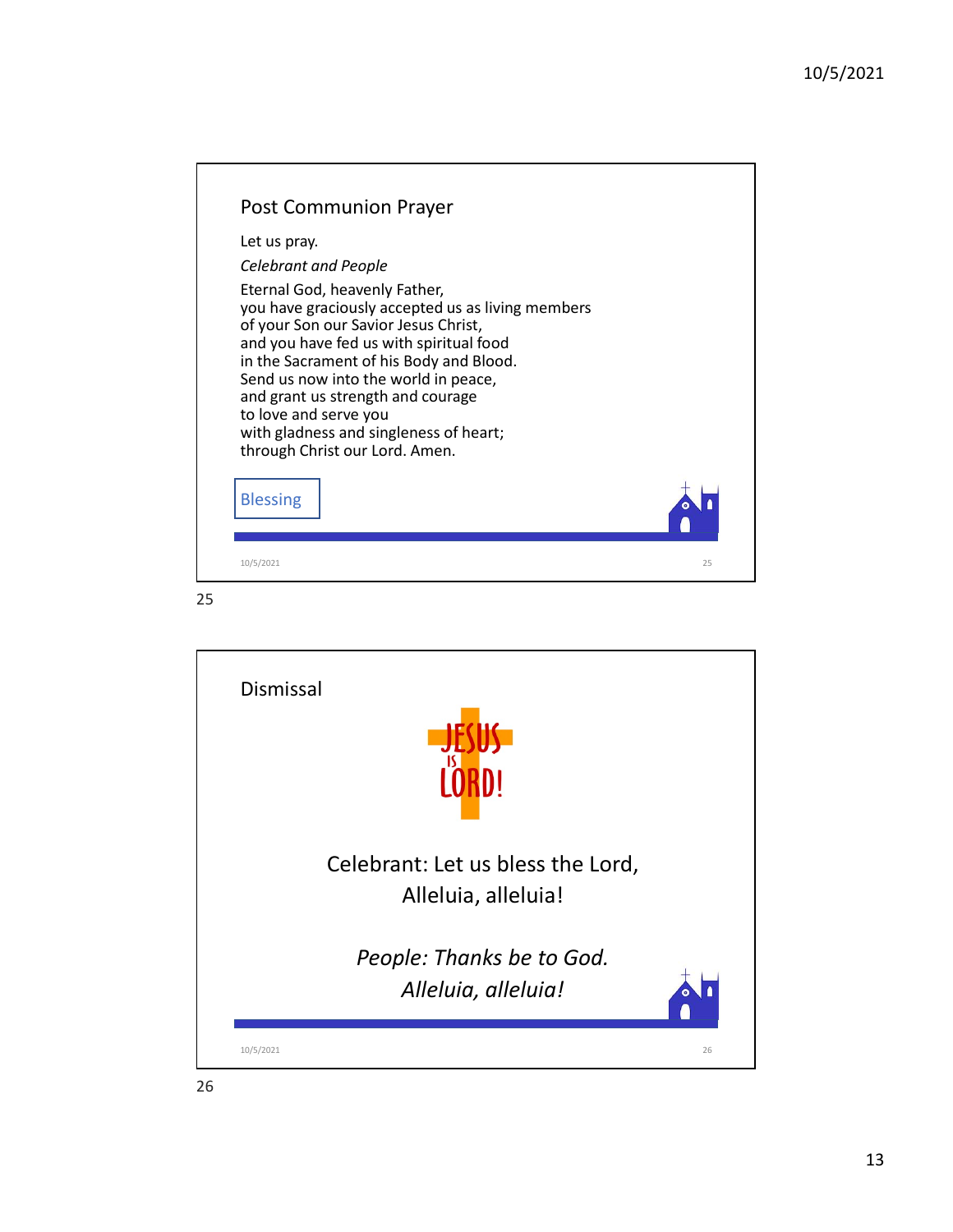## Post Communion Prayer

Let us pray.

*Celebrant and People*

Eternal God, heavenly Father,
you have graciously accepted us as living members
of your Son our Savior Jesus Christ,
and you have fed us with spiritual food
in the Sacrament of his Body and Blood.
Send us now into the world in peace,
and grant us strength and courage
to love and serve you
with gladness and singleness of heart;
through Christ our Lord. Amen.

Blessing

## Dismissal

JESUS IS LORD!

Celebrant: Let us bless the Lord,
Alleluia, alleluia!

*People: Thanks be to God.*
*Alleluia, alleluia!*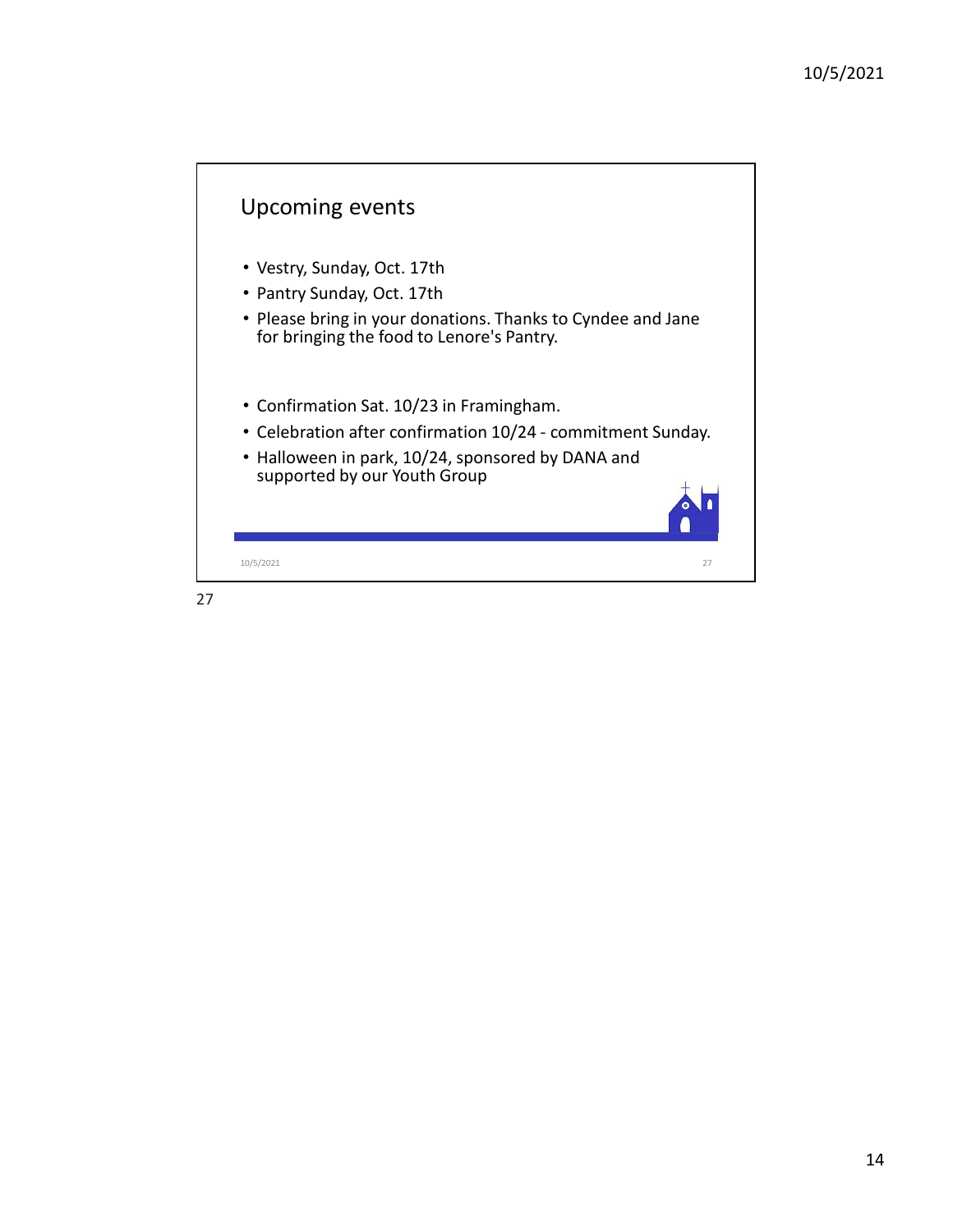## Upcoming events

- Vestry, Sunday, Oct. 17th
- Pantry Sunday, Oct. 17th
- Please bring in your donations. Thanks to Cyndee and Jane for bringing the food to Lenore's Pantry.

- Confirmation Sat. 10/23 in Framingham.
- Celebration after confirmation 10/24 - commitment Sunday.
- Halloween in park, 10/24, sponsored by DANA and supported by our Youth Group